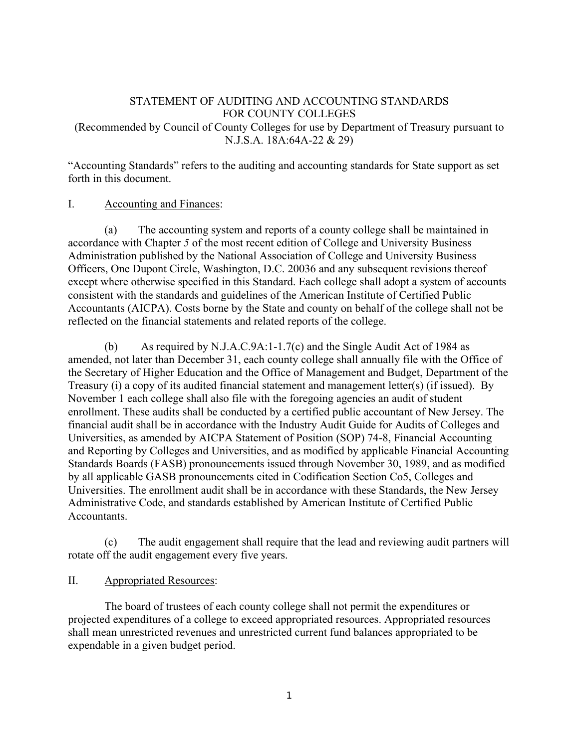# STATEMENT OF AUDITING AND ACCOUNTING STANDARDS FOR COUNTY COLLEGES

(Recommended by Council of County Colleges for use by Department of Treasury pursuant to N.J.S.A. 18A:64A-22 & 29)

"Accounting Standards" refers to the auditing and accounting standards for State support as set forth in this document.

## I. Accounting and Finances:

(a) The accounting system and reports of a county college shall be maintained in accordance with Chapter *5* of the most recent edition of College and University Business Administration published by the National Association of College and University Business Officers, One Dupont Circle, Washington, D.C. 20036 and any subsequent revisions thereof except where otherwise specified in this Standard. Each college shall adopt a system of accounts consistent with the standards and guidelines of the American Institute of Certified Public Accountants (AICPA). Costs borne by the State and county on behalf of the college shall not be reflected on the financial statements and related reports of the college.

(b) As required by N.J.A.C.9A:1-1.7(c) and the Single Audit Act of 1984 as amended, not later than December 31, each county college shall annually file with the Office of the Secretary of Higher Education and the Office of Management and Budget, Department of the Treasury (i) a copy of its audited financial statement and management letter(s) (if issued). By November 1 each college shall also file with the foregoing agencies an audit of student enrollment. These audits shall be conducted by a certified public accountant of New Jersey. The financial audit shall be in accordance with the Industry Audit Guide for Audits of Colleges and Universities, as amended by AICPA Statement of Position (SOP) 74-8, Financial Accounting and Reporting by Colleges and Universities, and as modified by applicable Financial Accounting Standards Boards (FASB) pronouncements issued through November 30, 1989, and as modified by all applicable GASB pronouncements cited in Codification Section Co5, Colleges and Universities. The enrollment audit shall be in accordance with these Standards, the New Jersey Administrative Code, and standards established by American Institute of Certified Public Accountants.

(c) The audit engagement shall require that the lead and reviewing audit partners will rotate off the audit engagement every five years.

## II. Appropriated Resources:

The board of trustees of each county college shall not permit the expenditures or projected expenditures of a college to exceed appropriated resources. Appropriated resources shall mean unrestricted revenues and unrestricted current fund balances appropriated to be expendable in a given budget period.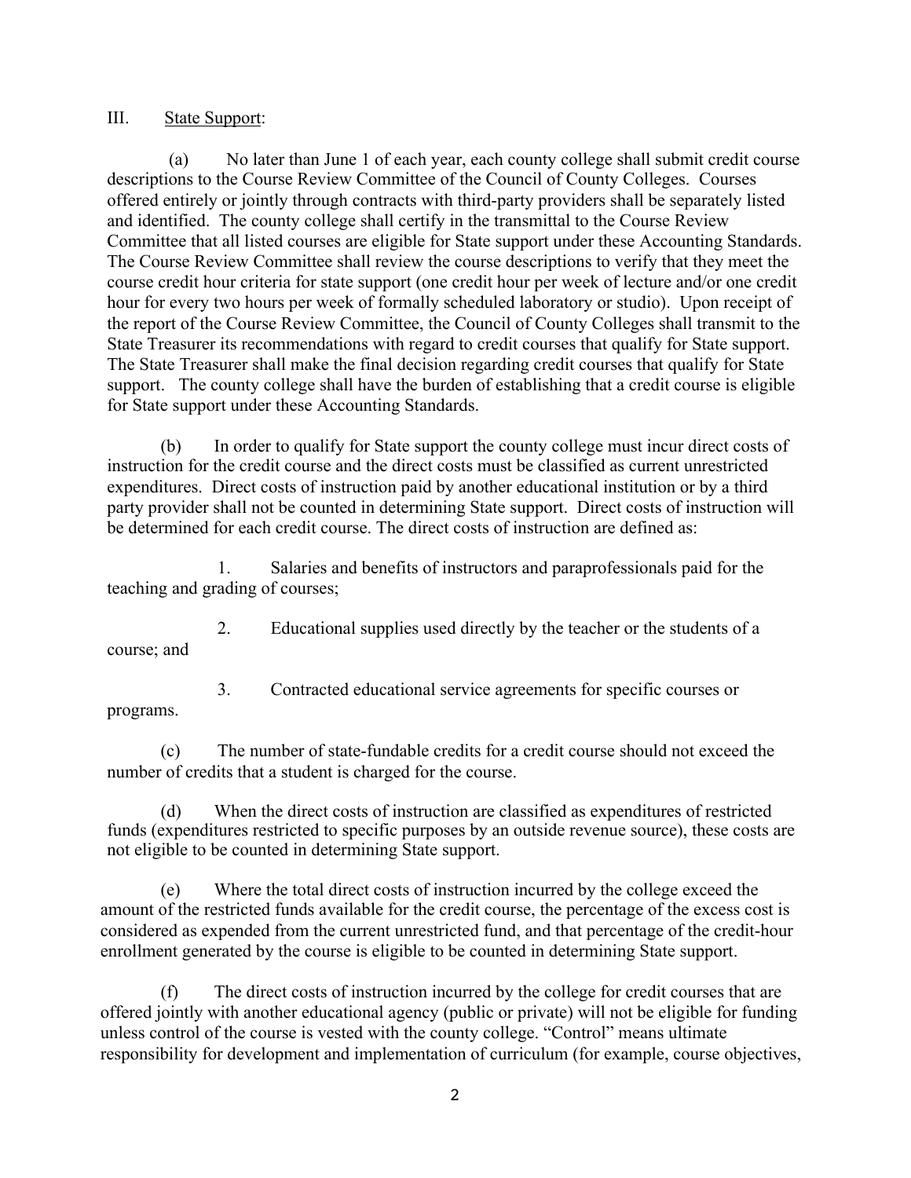III. State Support:

(a) No later than June 1 of each year, each county college shall submit credit course descriptions to the Course Review Committee of the Council of County Colleges. Courses offered entirely or jointly through contracts with third-party providers shall be separately listed and identified. The county college shall certify in the transmittal to the Course Review Committee that all listed courses are eligible for State support under these Accounting Standards. The Course Review Committee shall review the course descriptions to verify that they meet the course credit hour criteria for state support (one credit hour per week of lecture and/or one credit hour for every two hours per week of formally scheduled laboratory or studio). Upon receipt of the report of the Course Review Committee, the Council of County Colleges shall transmit to the State Treasurer its recommendations with regard to credit courses that qualify for State support. The State Treasurer shall make the final decision regarding credit courses that qualify for State support. The county college shall have the burden of establishing that a credit course is eligible for State support under these Accounting Standards.

(b) In order to qualify for State support the county college must incur direct costs of instruction for the credit course and the direct costs must be classified as current unrestricted expenditures. Direct costs of instruction paid by another educational institution or by a third party provider shall not be counted in determining State support. Direct costs of instruction will be determined for each credit course. The direct costs of instruction are defined as:

1. Salaries and benefits of instructors and paraprofessionals paid for the teaching and grading of courses;

2. Educational supplies used directly by the teacher or the students of a course; and

3. Contracted educational service agreements for specific courses or programs.

(c) The number of state-fundable credits for a credit course should not exceed the number of credits that a student is charged for the course.

(d) When the direct costs of instruction are classified as expenditures of restricted funds (expenditures restricted to specific purposes by an outside revenue source), these costs are not eligible to be counted in determining State support.

(e) Where the total direct costs of instruction incurred by the college exceed the amount of the restricted funds available for the credit course, the percentage of the excess cost is considered as expended from the current unrestricted fund, and that percentage of the credit-hour enrollment generated by the course is eligible to be counted in determining State support.

(f) The direct costs of instruction incurred by the college for credit courses that are offered jointly with another educational agency (public or private) will not be eligible for funding unless control of the course is vested with the county college. "Control" means ultimate responsibility for development and implementation of curriculum (for example, course objectives,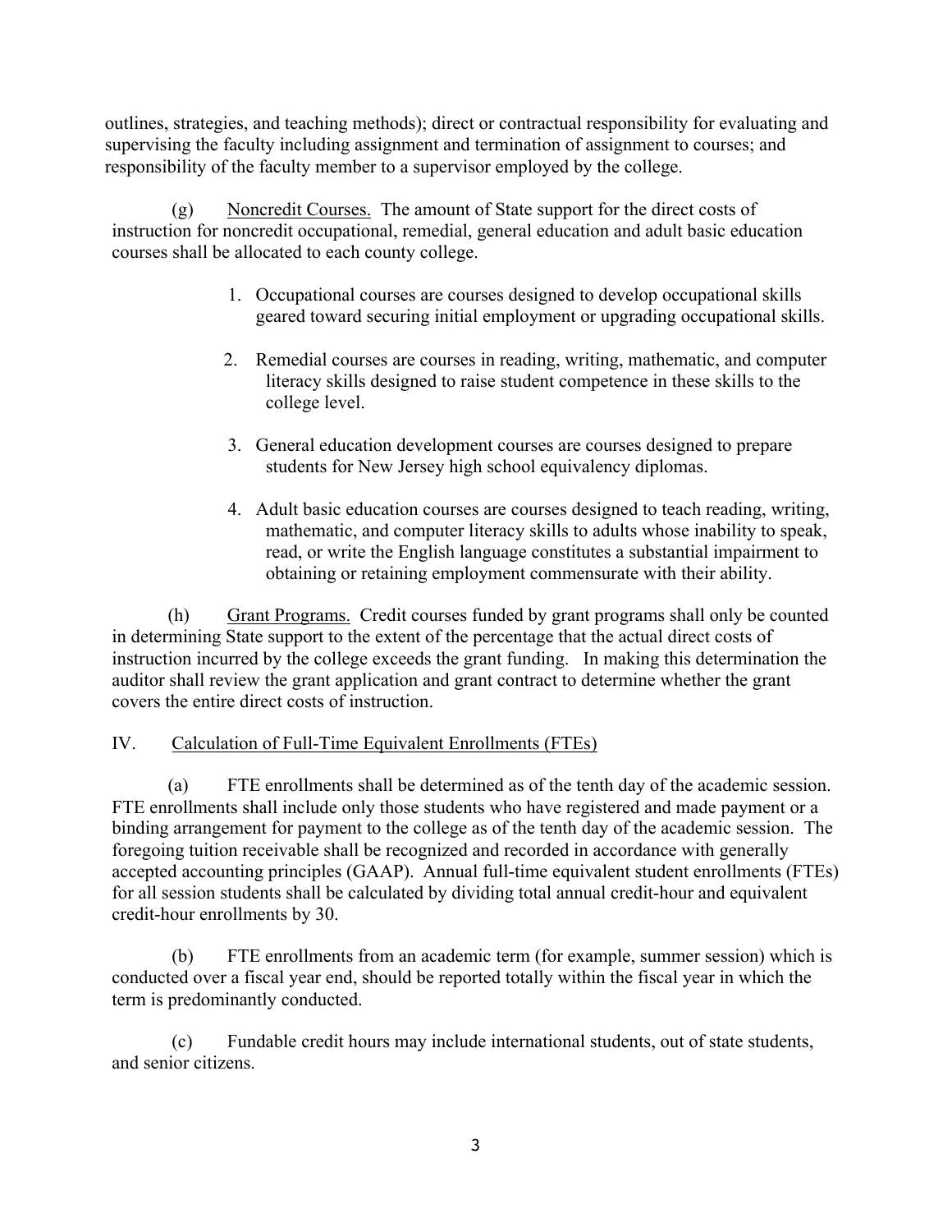outlines, strategies, and teaching methods); direct or contractual responsibility for evaluating and supervising the faculty including assignment and termination of assignment to courses; and responsibility of the faculty member to a supervisor employed by the college.

(g) Noncredit Courses. The amount of State support for the direct costs of instruction for noncredit occupational, remedial, general education and adult basic education courses shall be allocated to each county college.

1. Occupational courses are courses designed to develop occupational skills geared toward securing initial employment or upgrading occupational skills.

2. Remedial courses are courses in reading, writing, mathematic, and computer literacy skills designed to raise student competence in these skills to the college level.

3. General education development courses are courses designed to prepare students for New Jersey high school equivalency diplomas.

4. Adult basic education courses are courses designed to teach reading, writing, mathematic, and computer literacy skills to adults whose inability to speak, read, or write the English language constitutes a substantial impairment to obtaining or retaining employment commensurate with their ability.

(h) Grant Programs. Credit courses funded by grant programs shall only be counted in determining State support to the extent of the percentage that the actual direct costs of instruction incurred by the college exceeds the grant funding. In making this determination the auditor shall review the grant application and grant contract to determine whether the grant covers the entire direct costs of instruction.

## IV. Calculation of Full-Time Equivalent Enrollments (FTEs)

(a) FTE enrollments shall be determined as of the tenth day of the academic session. FTE enrollments shall include only those students who have registered and made payment or a binding arrangement for payment to the college as of the tenth day of the academic session. The foregoing tuition receivable shall be recognized and recorded in accordance with generally accepted accounting principles (GAAP). Annual full-time equivalent student enrollments (FTEs) for all session students shall be calculated by dividing total annual credit-hour and equivalent credit-hour enrollments by 30.

(b) FTE enrollments from an academic term (for example, summer session) which is conducted over a fiscal year end, should be reported totally within the fiscal year in which the term is predominantly conducted.

(c) Fundable credit hours may include international students, out of state students, and senior citizens.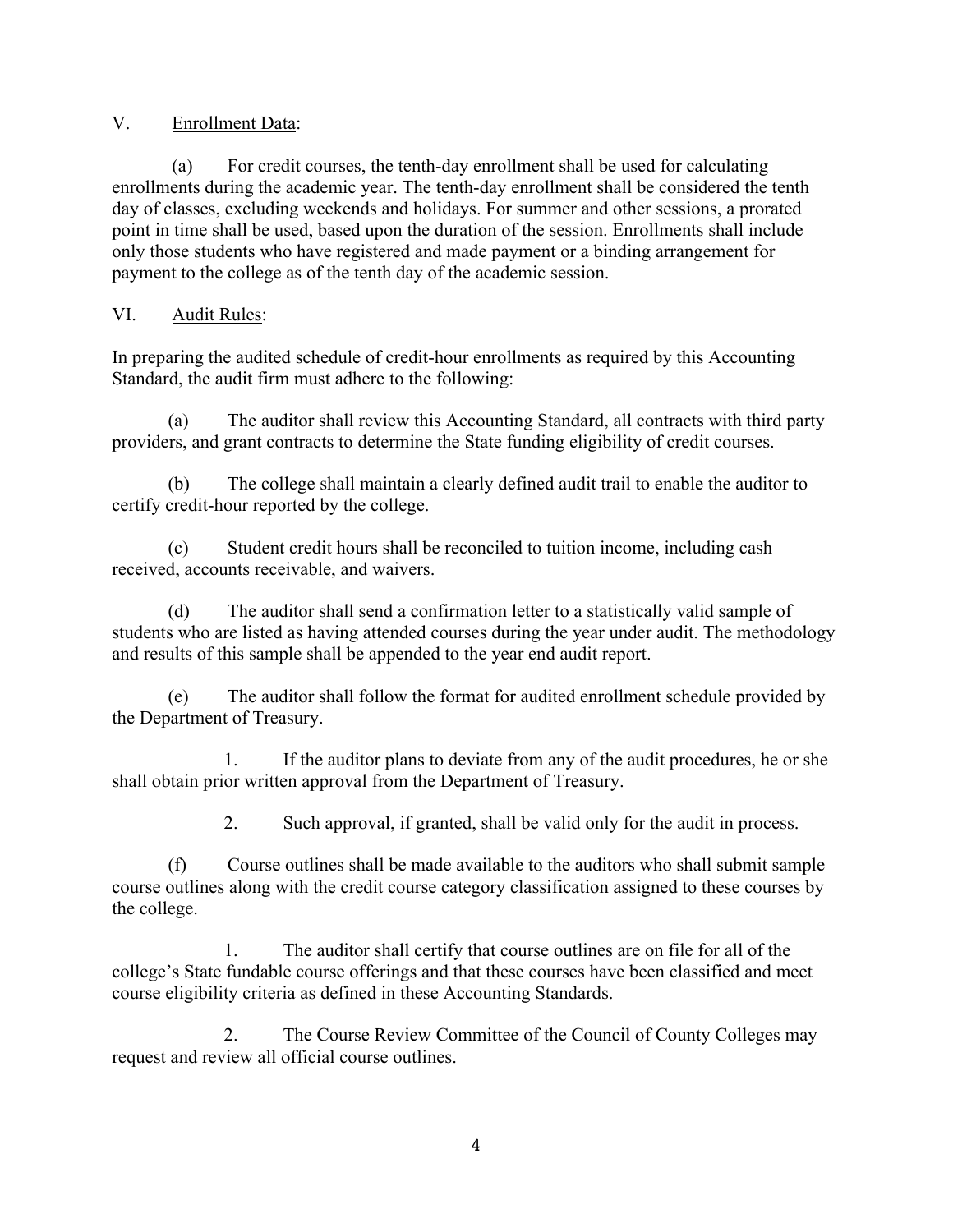V. <u>Enrollment Data</u>:

(a) For credit courses, the tenth-day enrollment shall be used for calculating enrollments during the academic year. The tenth-day enrollment shall be considered the tenth day of classes, excluding weekends and holidays. For summer and other sessions, a prorated point in time shall be used, based upon the duration of the session. Enrollments shall include only those students who have registered and made payment or a binding arrangement for payment to the college as of the tenth day of the academic session.

VI. <u>Audit Rules</u>:

In preparing the audited schedule of credit-hour enrollments as required by this Accounting Standard, the audit firm must adhere to the following:

(a) The auditor shall review this Accounting Standard, all contracts with third party providers, and grant contracts to determine the State funding eligibility of credit courses.

(b) The college shall maintain a clearly defined audit trail to enable the auditor to certify credit-hour reported by the college.

(c) Student credit hours shall be reconciled to tuition income, including cash received, accounts receivable, and waivers.

(d) The auditor shall send a confirmation letter to a statistically valid sample of students who are listed as having attended courses during the year under audit. The methodology and results of this sample shall be appended to the year end audit report.

(e) The auditor shall follow the format for audited enrollment schedule provided by the Department of Treasury.

1. If the auditor plans to deviate from any of the audit procedures, he or she shall obtain prior written approval from the Department of Treasury.

2. Such approval, if granted, shall be valid only for the audit in process.

(f) Course outlines shall be made available to the auditors who shall submit sample course outlines along with the credit course category classification assigned to these courses by the college.

1. The auditor shall certify that course outlines are on file for all of the college's State fundable course offerings and that these courses have been classified and meet course eligibility criteria as defined in these Accounting Standards.

2. The Course Review Committee of the Council of County Colleges may request and review all official course outlines.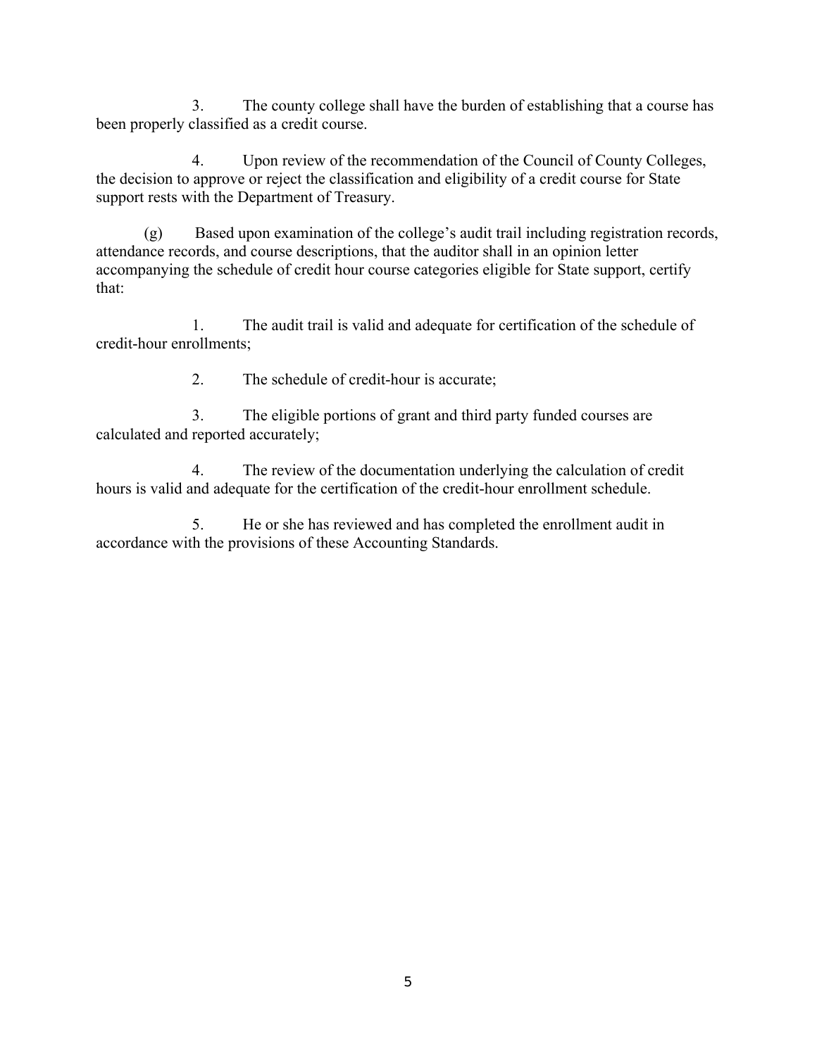3. The county college shall have the burden of establishing that a course has been properly classified as a credit course.

4. Upon review of the recommendation of the Council of County Colleges, the decision to approve or reject the classification and eligibility of a credit course for State support rests with the Department of Treasury.

(g) Based upon examination of the college's audit trail including registration records, attendance records, and course descriptions, that the auditor shall in an opinion letter accompanying the schedule of credit hour course categories eligible for State support, certify that:

1. The audit trail is valid and adequate for certification of the schedule of credit-hour enrollments;

2. The schedule of credit-hour is accurate;

3. The eligible portions of grant and third party funded courses are calculated and reported accurately;

4. The review of the documentation underlying the calculation of credit hours is valid and adequate for the certification of the credit-hour enrollment schedule.

5. He or she has reviewed and has completed the enrollment audit in accordance with the provisions of these Accounting Standards.